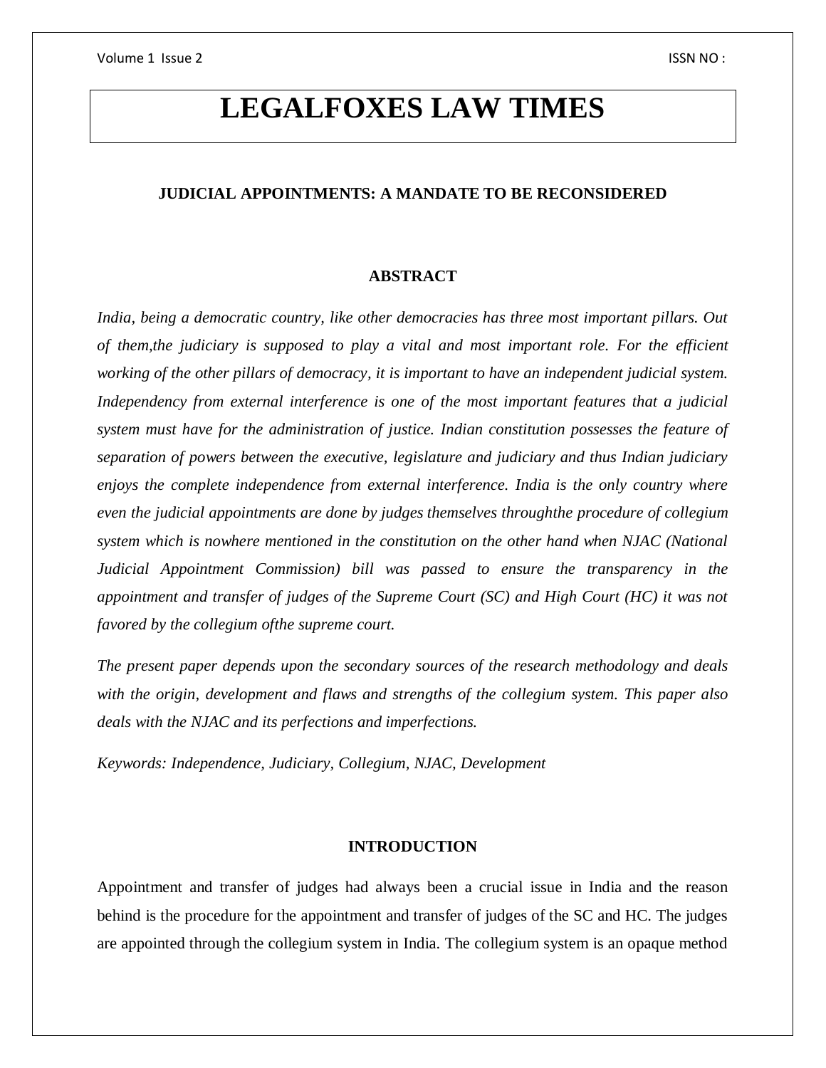# LEGALFOXES LAW TIMES

## JUDICIAL APPOINTMENTS: A MANDATE TO BE RECONSIDERED

### ABSTRACT

*India, being a democratic country, like other democracies has three most important pillars. Out of them,the judiciary is supposed to play a vital and most important role. For the efficient working of the other pillars of democracy, it is important to have an independent judicial system. Independency from external interference is one of the most important features that a judicial system must have for the administration of justice. Indian constitution possesses the feature of separation of powers between the executive, legislature and judiciary and thus Indian judiciary enjoys the complete independence from external interference. India is the only country where even the judicial appointments are done by judges themselves throughthe procedure of collegium system which is nowhere mentioned in the constitution on the other hand when NJAC (National Judicial Appointment Commission) bill was passed to ensure the transparency in the appointment and transfer of judges of the Supreme Court (SC) and High Court (HC) it was not favored by the collegium ofthe supreme court.*

*The present paper depends upon the secondary sources of the research methodology and deals with the origin, development and flaws and strengths of the collegium system. This paper also deals with the NJAC and its perfections and imperfections.*

*Keywords: Independence, Judiciary, Collegium, NJAC, Development*

### INTRODUCTION

Appointment and transfer of judges had always been a crucial issue in India and the reason behind is the procedure for the appointment and transfer of judges of the SC and HC. The judges are appointed through the collegium system in India. The collegium system is an opaque method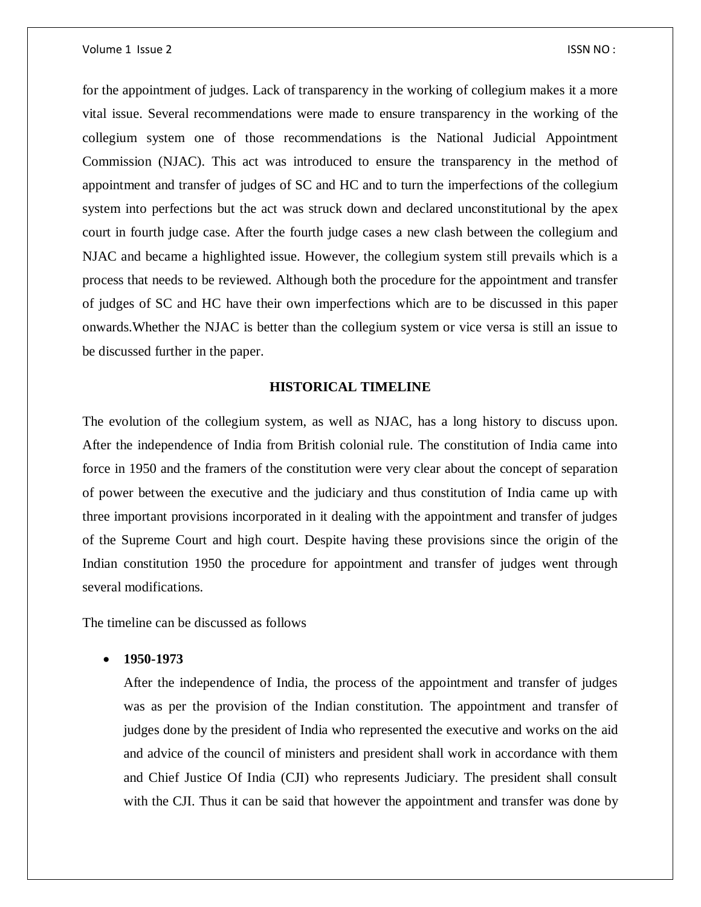for the appointment of judges. Lack of transparency in the working of collegium makes it a more vital issue. Several recommendations were made to ensure transparency in the working of the collegium system one of those recommendations is the National Judicial Appointment Commission (NJAC). This act was introduced to ensure the transparency in the method of appointment and transfer of judges of SC and HC and to turn the imperfections of the collegium system into perfections but the act was struck down and declared unconstitutional by the apex court in fourth judge case. After the fourth judge cases a new clash between the collegium and NJAC and became a highlighted issue. However, the collegium system still prevails which is a process that needs to be reviewed. Although both the procedure for the appointment and transfer of judges of SC and HC have their own imperfections which are to be discussed in this paper onwards.Whether the NJAC is better than the collegium system or vice versa is still an issue to be discussed further in the paper.

## HISTORICAL TIMELINE

The evolution of the collegium system, as well as NJAC, has a long history to discuss upon. After the independence of India from British colonial rule. The constitution of India came into force in 1950 and the framers of the constitution were very clear about the concept of separation of power between the executive and the judiciary and thus constitution of India came up with three important provisions incorporated in it dealing with the appointment and transfer of judges of the Supreme Court and high court. Despite having these provisions since the origin of the Indian constitution 1950 the procedure for appointment and transfer of judges went through several modifications.

The timeline can be discussed as follows

- **1950-1973**

  After the independence of India, the process of the appointment and transfer of judges was as per the provision of the Indian constitution. The appointment and transfer of judges done by the president of India who represented the executive and works on the aid and advice of the council of ministers and president shall work in accordance with them and Chief Justice Of India (CJI) who represents Judiciary. The president shall consult with the CJI. Thus it can be said that however the appointment and transfer was done by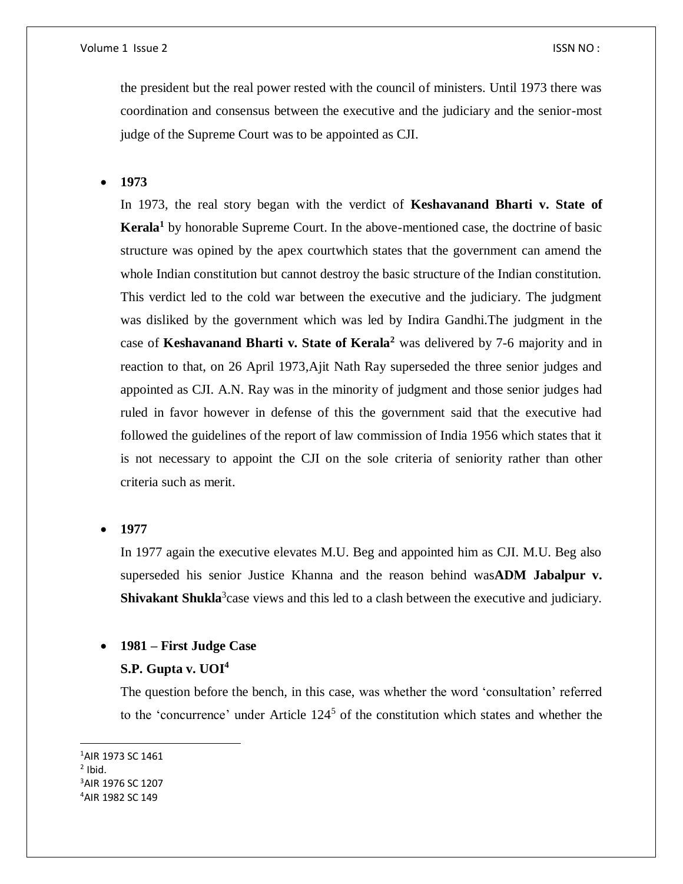the president but the real power rested with the council of ministers. Until 1973 there was coordination and consensus between the executive and the judiciary and the senior-most judge of the Supreme Court was to be appointed as CJI.

- **1973**

  In 1973, the real story began with the verdict of **Keshavanand Bharti v. State of Kerala**[1] by honorable Supreme Court. In the above-mentioned case, the doctrine of basic structure was opined by the apex courtwhich states that the government can amend the whole Indian constitution but cannot destroy the basic structure of the Indian constitution. This verdict led to the cold war between the executive and the judiciary. The judgment was disliked by the government which was led by Indira Gandhi.The judgment in the case of **Keshavanand Bharti v. State of Kerala**[2] was delivered by 7-6 majority and in reaction to that, on 26 April 1973,Ajit Nath Ray superseded the three senior judges and appointed as CJI. A.N. Ray was in the minority of judgment and those senior judges had ruled in favor however in defense of this the government said that the executive had followed the guidelines of the report of law commission of India 1956 which states that it is not necessary to appoint the CJI on the sole criteria of seniority rather than other criteria such as merit.

- **1977**

  In 1977 again the executive elevates M.U. Beg and appointed him as CJI. M.U. Beg also superseded his senior Justice Khanna and the reason behind was**ADM Jabalpur v. Shivakant Shukla**[3]case views and this led to a clash between the executive and judiciary.

- **1981 – First Judge Case**

  **S.P. Gupta v. UOI**[4]

  The question before the bench, in this case, was whether the word 'consultation' referred to the 'concurrence' under Article 124[5] of the constitution which states and whether the

---

[1] AIR 1973 SC 1461

[2] Ibid.

[3] AIR 1976 SC 1207

[4] AIR 1982 SC 149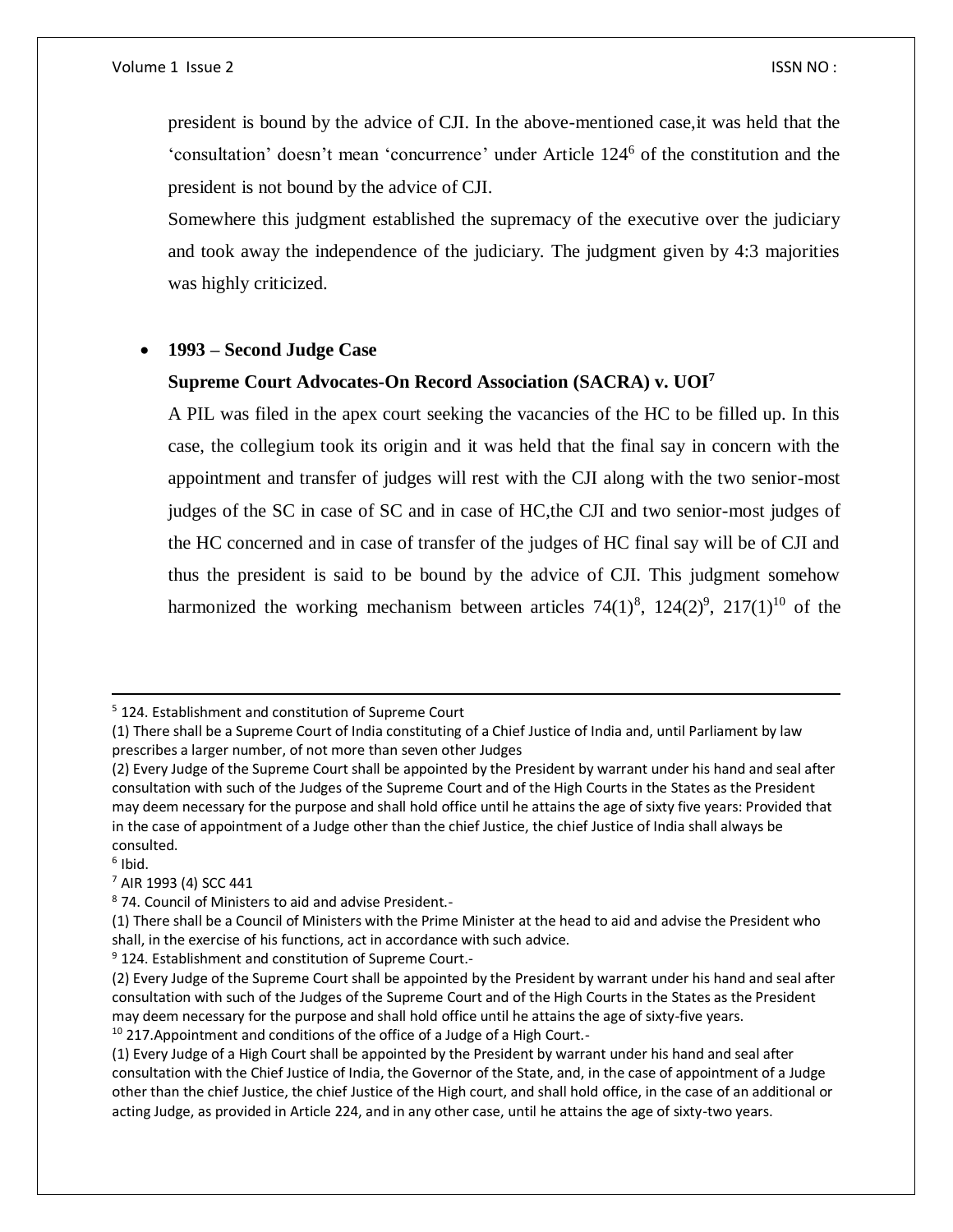president is bound by the advice of CJI. In the above-mentioned case,it was held that the 'consultation' doesn't mean 'concurrence' under Article 124[6] of the constitution and the president is not bound by the advice of CJI.

Somewhere this judgment established the supremacy of the executive over the judiciary and took away the independence of the judiciary. The judgment given by 4:3 majorities was highly criticized.

- **1993 – Second Judge Case**

  **Supreme Court Advocates-On Record Association (SACRA) v. UOI[7]**

  A PIL was filed in the apex court seeking the vacancies of the HC to be filled up. In this case, the collegium took its origin and it was held that the final say in concern with the appointment and transfer of judges will rest with the CJI along with the two senior-most judges of the SC in case of SC and in case of HC,the CJI and two senior-most judges of the HC concerned and in case of transfer of the judges of HC final say will be of CJI and thus the president is said to be bound by the advice of CJI. This judgment somehow harmonized the working mechanism between articles 74(1)[8], 124(2)[9], 217(1)[10] of the

---

[5] 124. Establishment and constitution of Supreme Court

(1) There shall be a Supreme Court of India constituting of a Chief Justice of India and, until Parliament by law prescribes a larger number, of not more than seven other Judges

(2) Every Judge of the Supreme Court shall be appointed by the President by warrant under his hand and seal after consultation with such of the Judges of the Supreme Court and of the High Courts in the States as the President may deem necessary for the purpose and shall hold office until he attains the age of sixty five years: Provided that in the case of appointment of a Judge other than the chief Justice, the chief Justice of India shall always be consulted.

[6] Ibid.

[7] AIR 1993 (4) SCC 441

[8] 74. Council of Ministers to aid and advise President.-

(1) There shall be a Council of Ministers with the Prime Minister at the head to aid and advise the President who shall, in the exercise of his functions, act in accordance with such advice.

[9] 124. Establishment and constitution of Supreme Court.-

(2) Every Judge of the Supreme Court shall be appointed by the President by warrant under his hand and seal after consultation with such of the Judges of the Supreme Court and of the High Courts in the States as the President may deem necessary for the purpose and shall hold office until he attains the age of sixty-five years.

[10] 217.Appointment and conditions of the office of a Judge of a High Court.-

(1) Every Judge of a High Court shall be appointed by the President by warrant under his hand and seal after consultation with the Chief Justice of India, the Governor of the State, and, in the case of appointment of a Judge other than the chief Justice, the chief Justice of the High court, and shall hold office, in the case of an additional or acting Judge, as provided in Article 224, and in any other case, until he attains the age of sixty-two years.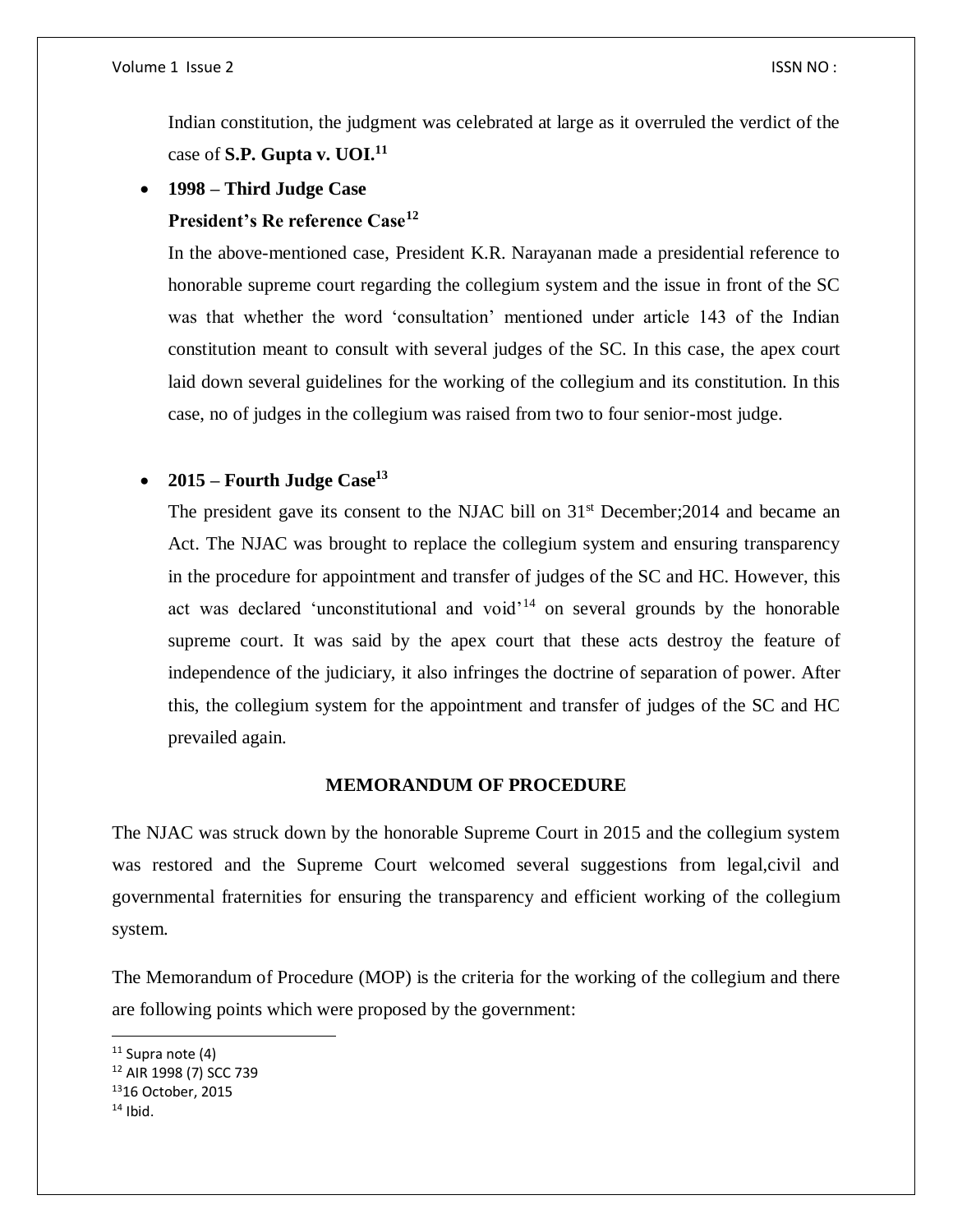Indian constitution, the judgment was celebrated at large as it overruled the verdict of the case of **S.P. Gupta v. UOI.**[11]

- **1998 – Third Judge Case**

  **President's Re reference Case**[12]

  In the above-mentioned case, President K.R. Narayanan made a presidential reference to honorable supreme court regarding the collegium system and the issue in front of the SC was that whether the word 'consultation' mentioned under article 143 of the Indian constitution meant to consult with several judges of the SC. In this case, the apex court laid down several guidelines for the working of the collegium and its constitution. In this case, no of judges in the collegium was raised from two to four senior-most judge.

- **2015 – Fourth Judge Case**[13]

  The president gave its consent to the NJAC bill on 31st December;2014 and became an Act. The NJAC was brought to replace the collegium system and ensuring transparency in the procedure for appointment and transfer of judges of the SC and HC. However, this act was declared 'unconstitutional and void'[14] on several grounds by the honorable supreme court. It was said by the apex court that these acts destroy the feature of independence of the judiciary, it also infringes the doctrine of separation of power. After this, the collegium system for the appointment and transfer of judges of the SC and HC prevailed again.

## MEMORANDUM OF PROCEDURE

The NJAC was struck down by the honorable Supreme Court in 2015 and the collegium system was restored and the Supreme Court welcomed several suggestions from legal,civil and governmental fraternities for ensuring the transparency and efficient working of the collegium system.

The Memorandum of Procedure (MOP) is the criteria for the working of the collegium and there are following points which were proposed by the government:

---

[11] Supra note (4)

[12] AIR 1998 (7) SCC 739

[13] 16 October, 2015

[14] Ibid.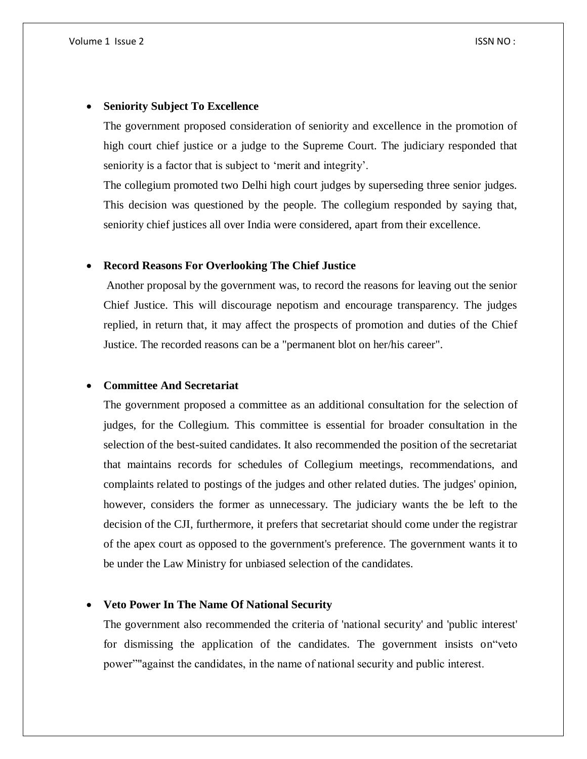- **Seniority Subject To Excellence**

  The government proposed consideration of seniority and excellence in the promotion of high court chief justice or a judge to the Supreme Court. The judiciary responded that seniority is a factor that is subject to 'merit and integrity'.

  The collegium promoted two Delhi high court judges by superseding three senior judges. This decision was questioned by the people. The collegium responded by saying that, seniority chief justices all over India were considered, apart from their excellence.

- **Record Reasons For Overlooking The Chief Justice**

  Another proposal by the government was, to record the reasons for leaving out the senior Chief Justice. This will discourage nepotism and encourage transparency. The judges replied, in return that, it may affect the prospects of promotion and duties of the Chief Justice. The recorded reasons can be a "permanent blot on her/his career".

- **Committee And Secretariat**

  The government proposed a committee as an additional consultation for the selection of judges, for the Collegium. This committee is essential for broader consultation in the selection of the best-suited candidates. It also recommended the position of the secretariat that maintains records for schedules of Collegium meetings, recommendations, and complaints related to postings of the judges and other related duties. The judges' opinion, however, considers the former as unnecessary. The judiciary wants the be left to the decision of the CJI, furthermore, it prefers that secretariat should come under the registrar of the apex court as opposed to the government's preference. The government wants it to be under the Law Ministry for unbiased selection of the candidates.

- **Veto Power In The Name Of National Security**

  The government also recommended the criteria of 'national security' and 'public interest' for dismissing the application of the candidates. The government insists on"veto power""against the candidates, in the name of national security and public interest.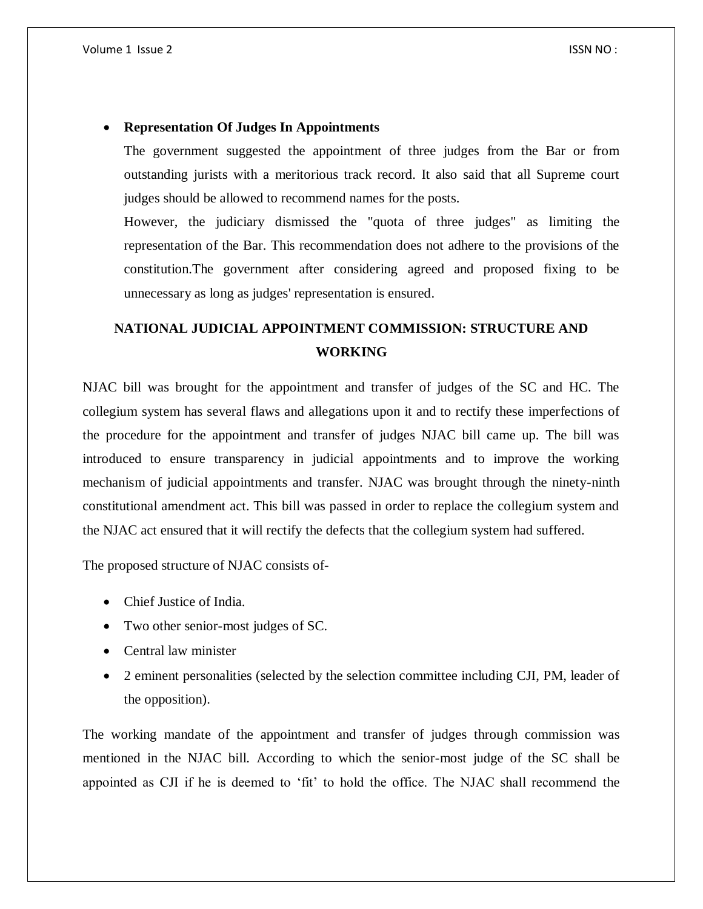- **Representation Of Judges In Appointments**

  The government suggested the appointment of three judges from the Bar or from outstanding jurists with a meritorious track record. It also said that all Supreme court judges should be allowed to recommend names for the posts.

  However, the judiciary dismissed the "quota of three judges" as limiting the representation of the Bar. This recommendation does not adhere to the provisions of the constitution.The government after considering agreed and proposed fixing to be unnecessary as long as judges' representation is ensured.

## NATIONAL JUDICIAL APPOINTMENT COMMISSION: STRUCTURE AND WORKING

NJAC bill was brought for the appointment and transfer of judges of the SC and HC. The collegium system has several flaws and allegations upon it and to rectify these imperfections of the procedure for the appointment and transfer of judges NJAC bill came up. The bill was introduced to ensure transparency in judicial appointments and to improve the working mechanism of judicial appointments and transfer. NJAC was brought through the ninety-ninth constitutional amendment act. This bill was passed in order to replace the collegium system and the NJAC act ensured that it will rectify the defects that the collegium system had suffered.

The proposed structure of NJAC consists of-

- Chief Justice of India.
- Two other senior-most judges of SC.
- Central law minister
- 2 eminent personalities (selected by the selection committee including CJI, PM, leader of the opposition).

The working mandate of the appointment and transfer of judges through commission was mentioned in the NJAC bill. According to which the senior-most judge of the SC shall be appointed as CJI if he is deemed to 'fit' to hold the office. The NJAC shall recommend the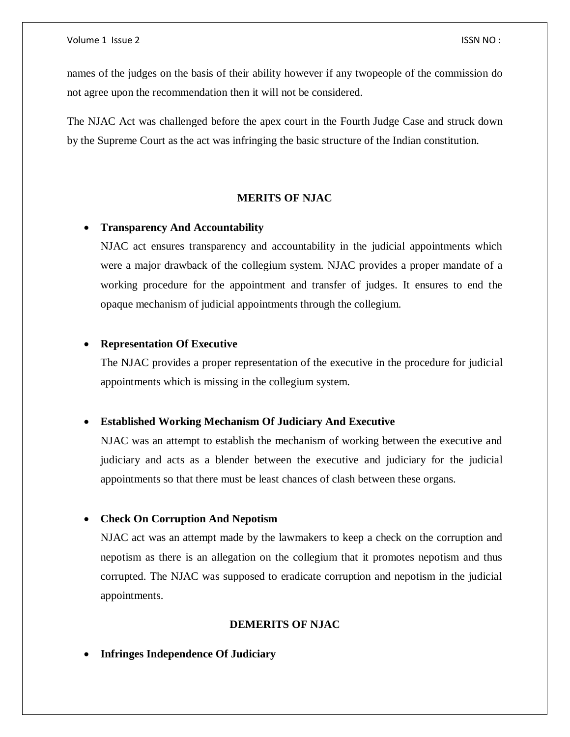names of the judges on the basis of their ability however if any twopeople of the commission do not agree upon the recommendation then it will not be considered.

The NJAC Act was challenged before the apex court in the Fourth Judge Case and struck down by the Supreme Court as the act was infringing the basic structure of the Indian constitution.

## MERITS OF NJAC

- **Transparency And Accountability**

  NJAC act ensures transparency and accountability in the judicial appointments which were a major drawback of the collegium system. NJAC provides a proper mandate of a working procedure for the appointment and transfer of judges. It ensures to end the opaque mechanism of judicial appointments through the collegium.

- **Representation Of Executive**

  The NJAC provides a proper representation of the executive in the procedure for judicial appointments which is missing in the collegium system.

- **Established Working Mechanism Of Judiciary And Executive**

  NJAC was an attempt to establish the mechanism of working between the executive and judiciary and acts as a blender between the executive and judiciary for the judicial appointments so that there must be least chances of clash between these organs.

- **Check On Corruption And Nepotism**

  NJAC act was an attempt made by the lawmakers to keep a check on the corruption and nepotism as there is an allegation on the collegium that it promotes nepotism and thus corrupted. The NJAC was supposed to eradicate corruption and nepotism in the judicial appointments.

## DEMERITS OF NJAC

- **Infringes Independence Of Judiciary**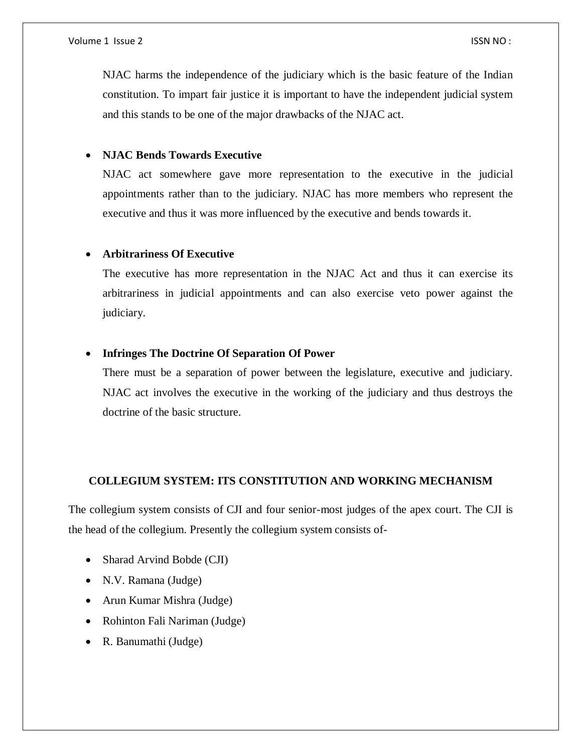NJAC harms the independence of the judiciary which is the basic feature of the Indian constitution. To impart fair justice it is important to have the independent judicial system and this stands to be one of the major drawbacks of the NJAC act.

- **NJAC Bends Towards Executive**

  NJAC act somewhere gave more representation to the executive in the judicial appointments rather than to the judiciary. NJAC has more members who represent the executive and thus it was more influenced by the executive and bends towards it.

- **Arbitrariness Of Executive**

  The executive has more representation in the NJAC Act and thus it can exercise its arbitrariness in judicial appointments and can also exercise veto power against the judiciary.

- **Infringes The Doctrine Of Separation Of Power**

  There must be a separation of power between the legislature, executive and judiciary. NJAC act involves the executive in the working of the judiciary and thus destroys the doctrine of the basic structure.

## COLLEGIUM SYSTEM: ITS CONSTITUTION AND WORKING MECHANISM

The collegium system consists of CJI and four senior-most judges of the apex court. The CJI is the head of the collegium. Presently the collegium system consists of-

- Sharad Arvind Bobde (CJI)
- N.V. Ramana (Judge)
- Arun Kumar Mishra (Judge)
- Rohinton Fali Nariman (Judge)
- R. Banumathi (Judge)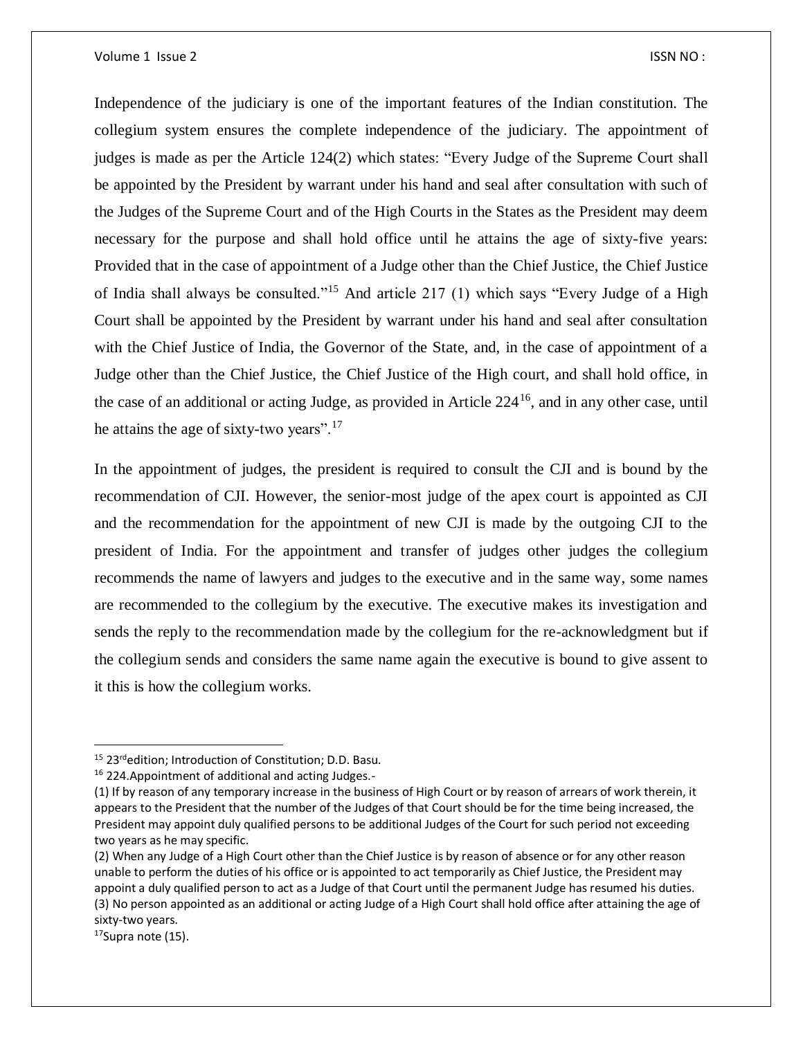Independence of the judiciary is one of the important features of the Indian constitution. The collegium system ensures the complete independence of the judiciary. The appointment of judges is made as per the Article 124(2) which states: "Every Judge of the Supreme Court shall be appointed by the President by warrant under his hand and seal after consultation with such of the Judges of the Supreme Court and of the High Courts in the States as the President may deem necessary for the purpose and shall hold office until he attains the age of sixty-five years: Provided that in the case of appointment of a Judge other than the Chief Justice, the Chief Justice of India shall always be consulted."[15] And article 217 (1) which says "Every Judge of a High Court shall be appointed by the President by warrant under his hand and seal after consultation with the Chief Justice of India, the Governor of the State, and, in the case of appointment of a Judge other than the Chief Justice, the Chief Justice of the High court, and shall hold office, in the case of an additional or acting Judge, as provided in Article 224[16], and in any other case, until he attains the age of sixty-two years".[17]

In the appointment of judges, the president is required to consult the CJI and is bound by the recommendation of CJI. However, the senior-most judge of the apex court is appointed as CJI and the recommendation for the appointment of new CJI is made by the outgoing CJI to the president of India. For the appointment and transfer of judges other judges the collegium recommends the name of lawyers and judges to the executive and in the same way, some names are recommended to the collegium by the executive. The executive makes its investigation and sends the reply to the recommendation made by the collegium for the re-acknowledgment but if the collegium sends and considers the same name again the executive is bound to give assent to it this is how the collegium works.

---

[15] 23rd edition; Introduction of Constitution; D.D. Basu.

[16] 224.Appointment of additional and acting Judges.-

(1) If by reason of any temporary increase in the business of High Court or by reason of arrears of work therein, it appears to the President that the number of the Judges of that Court should be for the time being increased, the President may appoint duly qualified persons to be additional Judges of the Court for such period not exceeding two years as he may specific.

(2) When any Judge of a High Court other than the Chief Justice is by reason of absence or for any other reason unable to perform the duties of his office or is appointed to act temporarily as Chief Justice, the President may appoint a duly qualified person to act as a Judge of that Court until the permanent Judge has resumed his duties.

(3) No person appointed as an additional or acting Judge of a High Court shall hold office after attaining the age of sixty-two years.

[17] Supra note (15).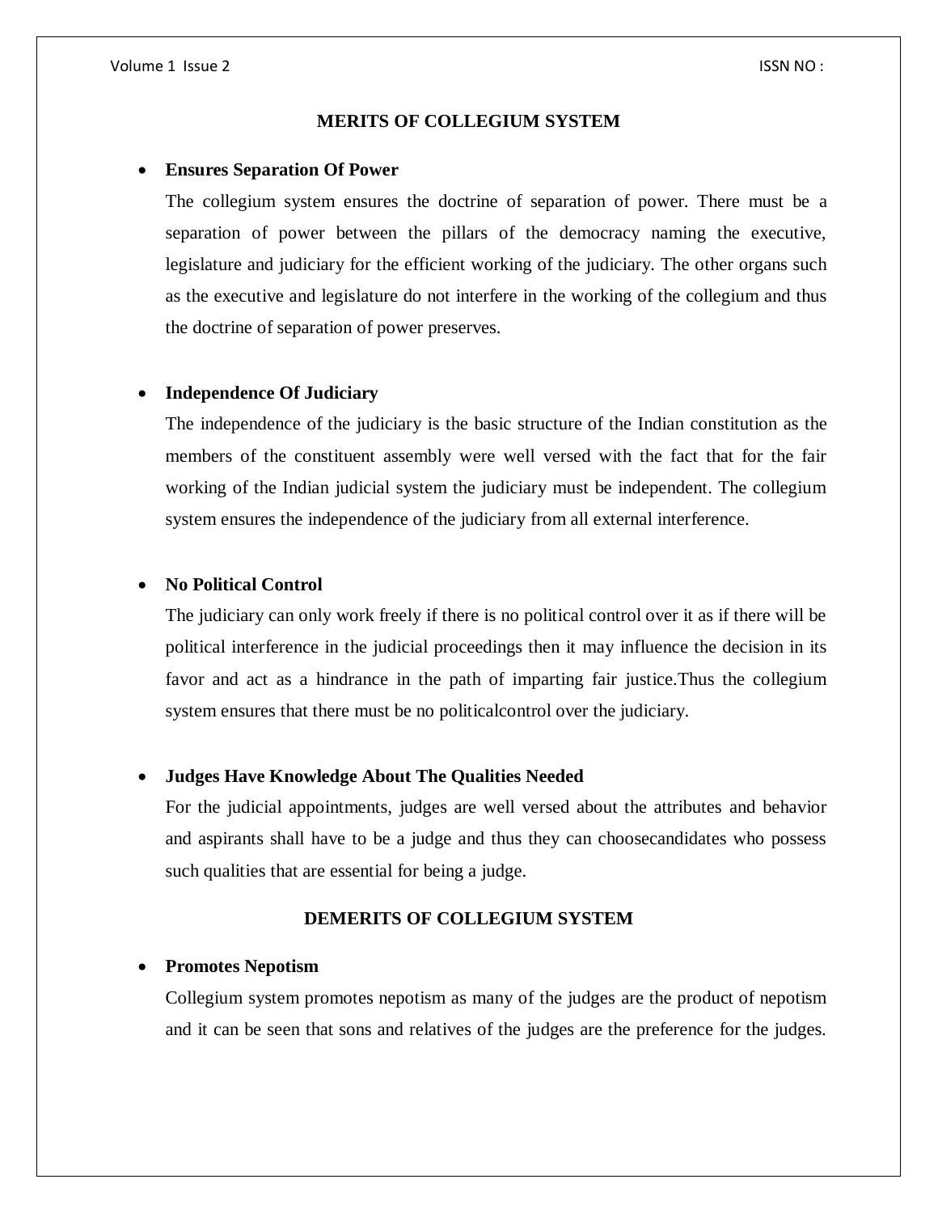## MERITS OF COLLEGIUM SYSTEM

- **Ensures Separation Of Power**

  The collegium system ensures the doctrine of separation of power. There must be a separation of power between the pillars of the democracy naming the executive, legislature and judiciary for the efficient working of the judiciary. The other organs such as the executive and legislature do not interfere in the working of the collegium and thus the doctrine of separation of power preserves.

- **Independence Of Judiciary**

  The independence of the judiciary is the basic structure of the Indian constitution as the members of the constituent assembly were well versed with the fact that for the fair working of the Indian judicial system the judiciary must be independent. The collegium system ensures the independence of the judiciary from all external interference.

- **No Political Control**

  The judiciary can only work freely if there is no political control over it as if there will be political interference in the judicial proceedings then it may influence the decision in its favor and act as a hindrance in the path of imparting fair justice.Thus the collegium system ensures that there must be no politicalcontrol over the judiciary.

- **Judges Have Knowledge About The Qualities Needed**

  For the judicial appointments, judges are well versed about the attributes and behavior and aspirants shall have to be a judge and thus they can choosecandidates who possess such qualities that are essential for being a judge.

## DEMERITS OF COLLEGIUM SYSTEM

- **Promotes Nepotism**

  Collegium system promotes nepotism as many of the judges are the product of nepotism and it can be seen that sons and relatives of the judges are the preference for the judges.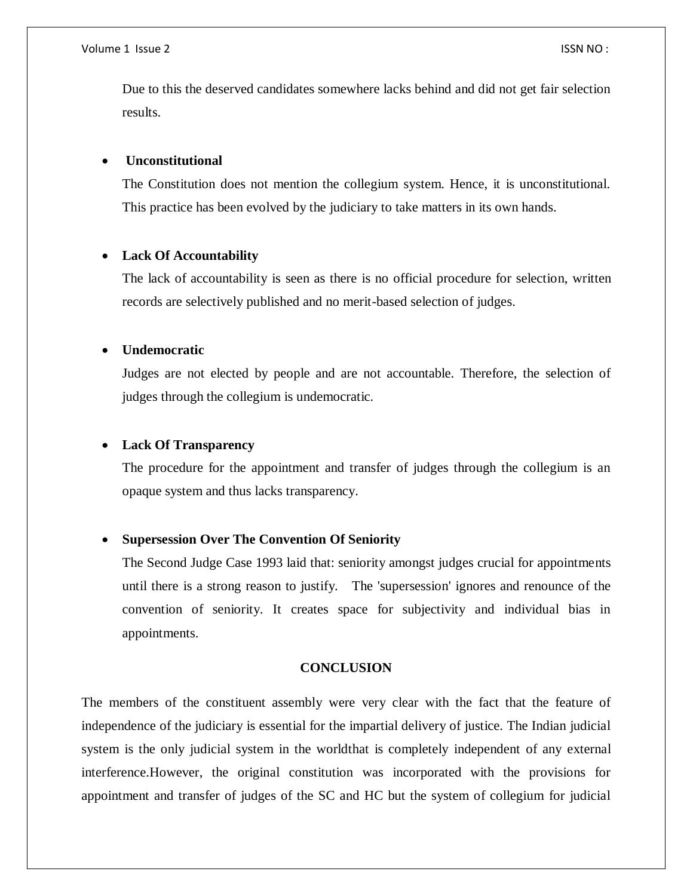Due to this the deserved candidates somewhere lacks behind and did not get fair selection results.

- **Unconstitutional**

  The Constitution does not mention the collegium system. Hence, it is unconstitutional. This practice has been evolved by the judiciary to take matters in its own hands.

- **Lack Of Accountability**

  The lack of accountability is seen as there is no official procedure for selection, written records are selectively published and no merit-based selection of judges.

- **Undemocratic**

  Judges are not elected by people and are not accountable. Therefore, the selection of judges through the collegium is undemocratic.

- **Lack Of Transparency**

  The procedure for the appointment and transfer of judges through the collegium is an opaque system and thus lacks transparency.

- **Supersession Over The Convention Of Seniority**

  The Second Judge Case 1993 laid that: seniority amongst judges crucial for appointments until there is a strong reason to justify. The 'supersession' ignores and renounce of the convention of seniority. It creates space for subjectivity and individual bias in appointments.

## CONCLUSION

The members of the constituent assembly were very clear with the fact that the feature of independence of the judiciary is essential for the impartial delivery of justice. The Indian judicial system is the only judicial system in the worldthat is completely independent of any external interference.However, the original constitution was incorporated with the provisions for appointment and transfer of judges of the SC and HC but the system of collegium for judicial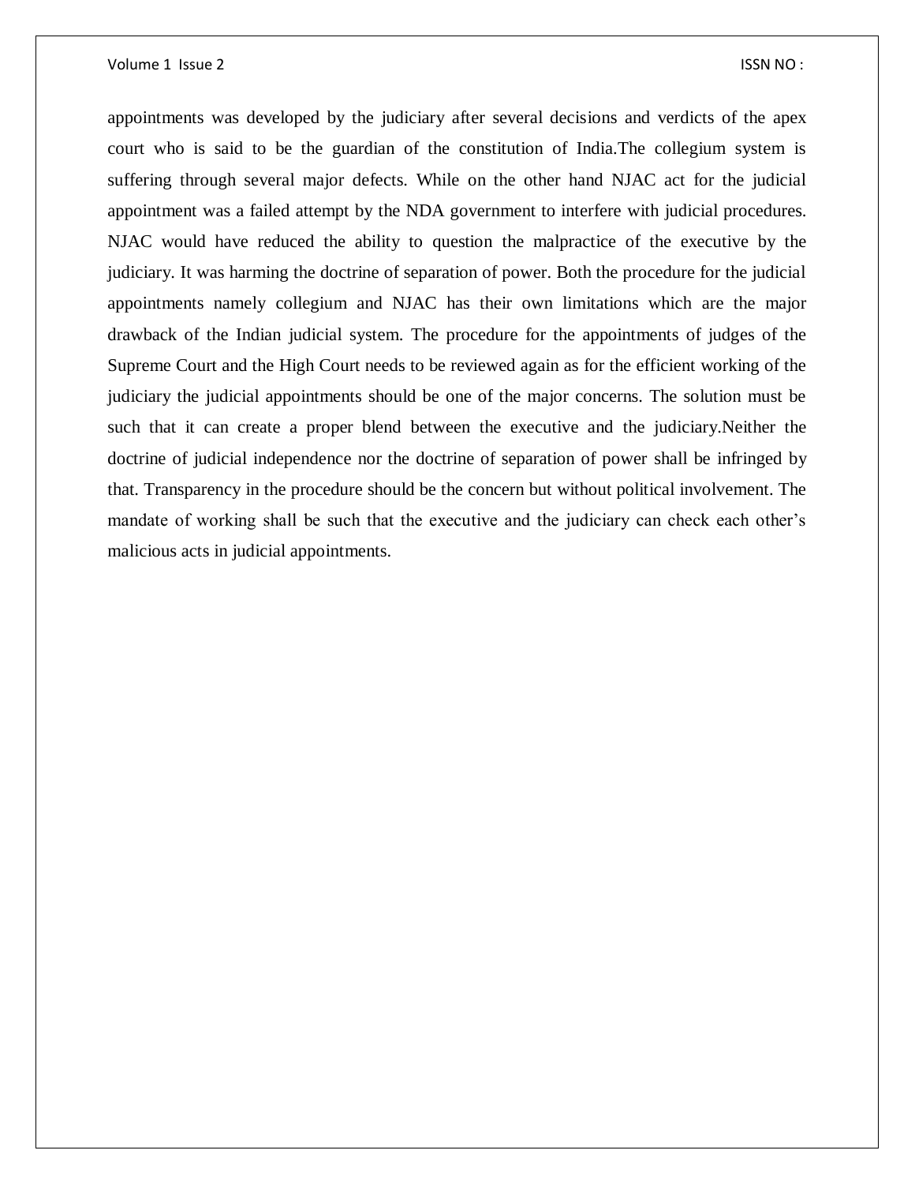appointments was developed by the judiciary after several decisions and verdicts of the apex court who is said to be the guardian of the constitution of India.The collegium system is suffering through several major defects. While on the other hand NJAC act for the judicial appointment was a failed attempt by the NDA government to interfere with judicial procedures. NJAC would have reduced the ability to question the malpractice of the executive by the judiciary. It was harming the doctrine of separation of power. Both the procedure for the judicial appointments namely collegium and NJAC has their own limitations which are the major drawback of the Indian judicial system. The procedure for the appointments of judges of the Supreme Court and the High Court needs to be reviewed again as for the efficient working of the judiciary the judicial appointments should be one of the major concerns. The solution must be such that it can create a proper blend between the executive and the judiciary.Neither the doctrine of judicial independence nor the doctrine of separation of power shall be infringed by that. Transparency in the procedure should be the concern but without political involvement. The mandate of working shall be such that the executive and the judiciary can check each other's malicious acts in judicial appointments.